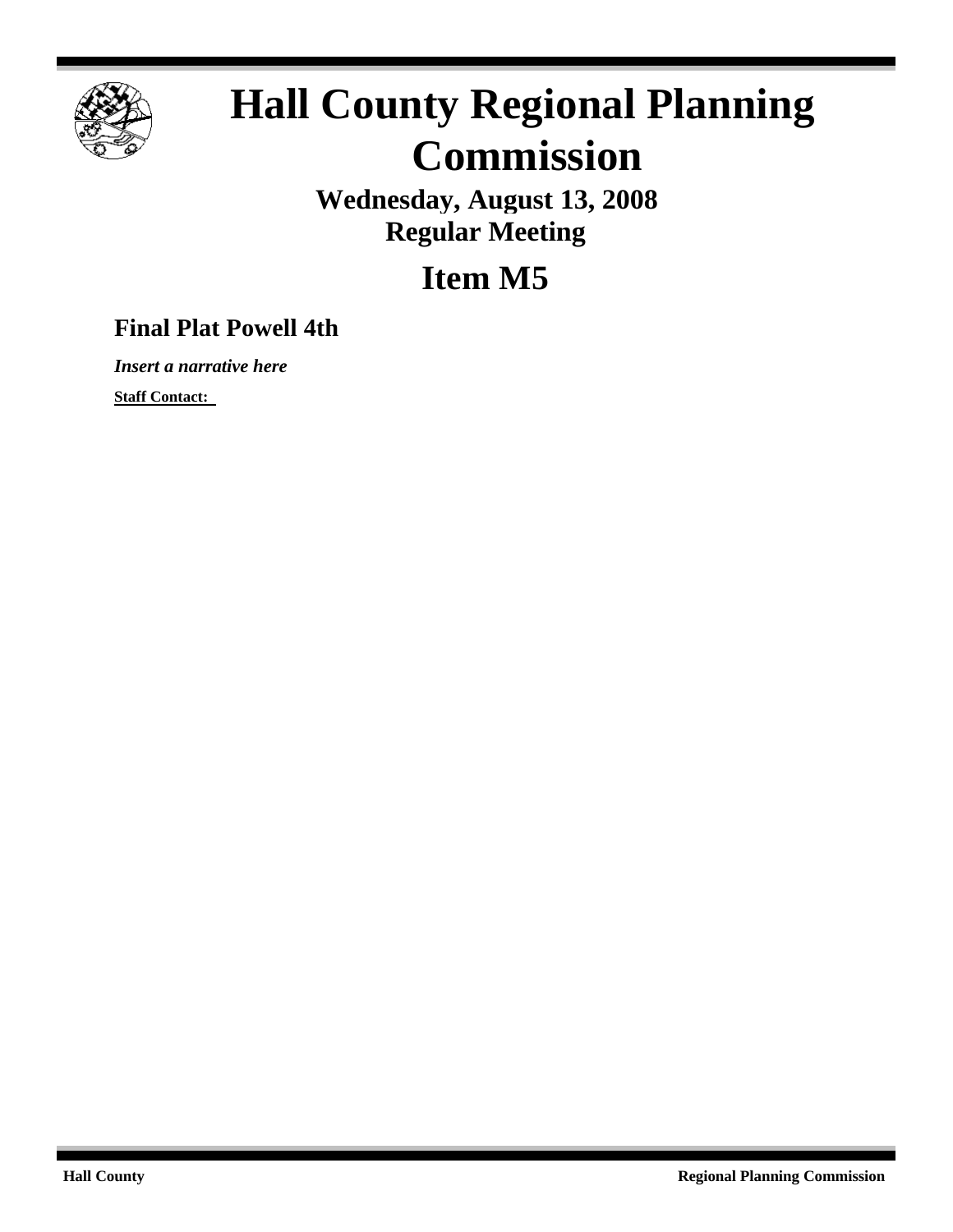# Hall County Regional Planning Commission

**Wednesday, August 13, 2008**
**Regular Meeting**

## Item M5

### Final Plat Powell 4th

***Insert a narrative here***

**Staff Contact:**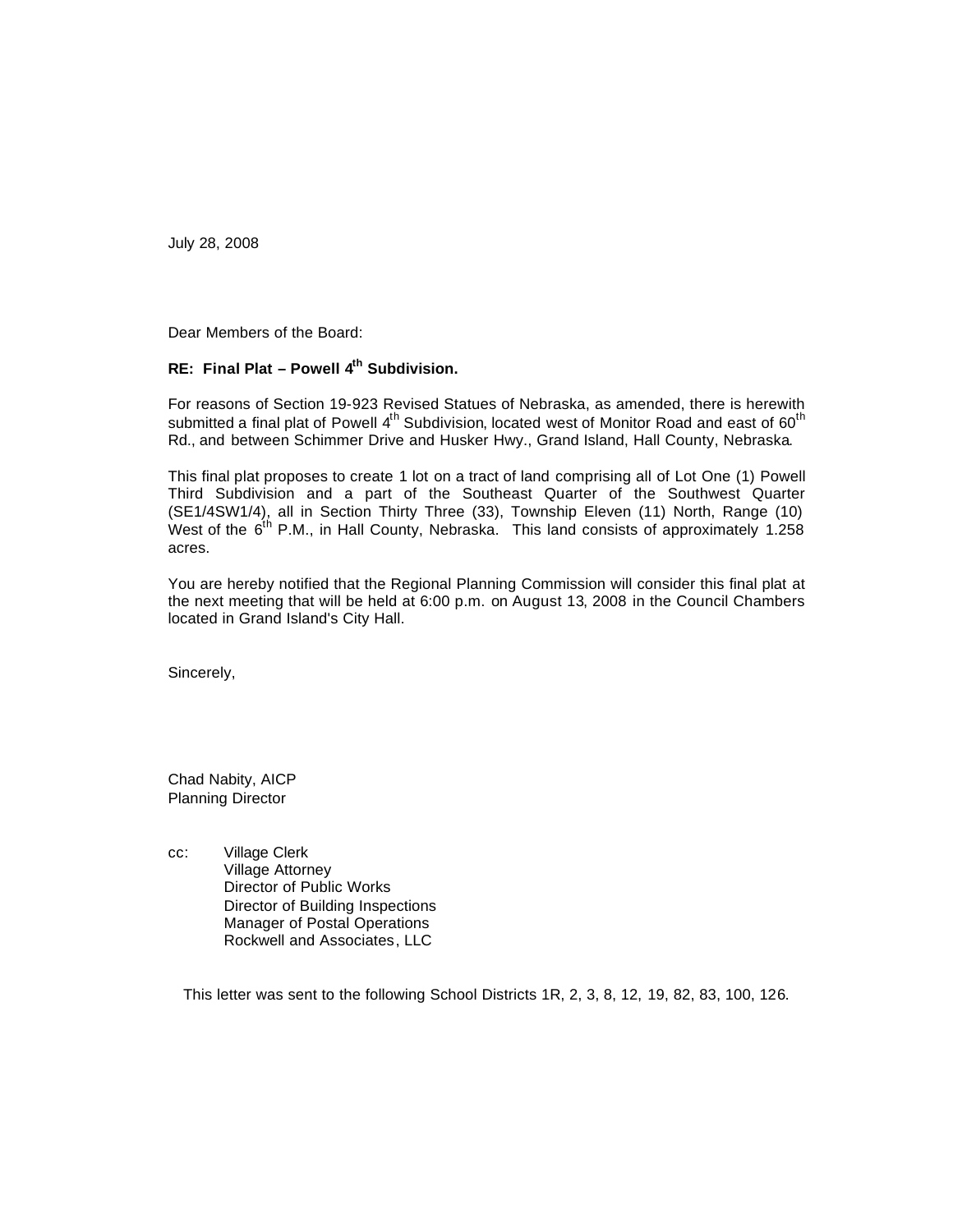July 28, 2008

Dear Members of the Board:

**RE: Final Plat – Powell 4th Subdivision.**

For reasons of Section 19-923 Revised Statues of Nebraska, as amended, there is herewith submitted a final plat of Powell 4th Subdivision, located west of Monitor Road and east of 60th Rd., and between Schimmer Drive and Husker Hwy., Grand Island, Hall County, Nebraska.

This final plat proposes to create 1 lot on a tract of land comprising all of Lot One (1) Powell Third Subdivision and a part of the Southeast Quarter of the Southwest Quarter (SE1/4SW1/4), all in Section Thirty Three (33), Township Eleven (11) North, Range (10) West of the 6th P.M., in Hall County, Nebraska. This land consists of approximately 1.258 acres.

You are hereby notified that the Regional Planning Commission will consider this final plat at the next meeting that will be held at 6:00 p.m. on August 13, 2008 in the Council Chambers located in Grand Island's City Hall.

Sincerely,

Chad Nabity, AICP
Planning Director

cc: Village Clerk
Village Attorney
Director of Public Works
Director of Building Inspections
Manager of Postal Operations
Rockwell and Associates, LLC

This letter was sent to the following School Districts 1R, 2, 3, 8, 12, 19, 82, 83, 100, 126.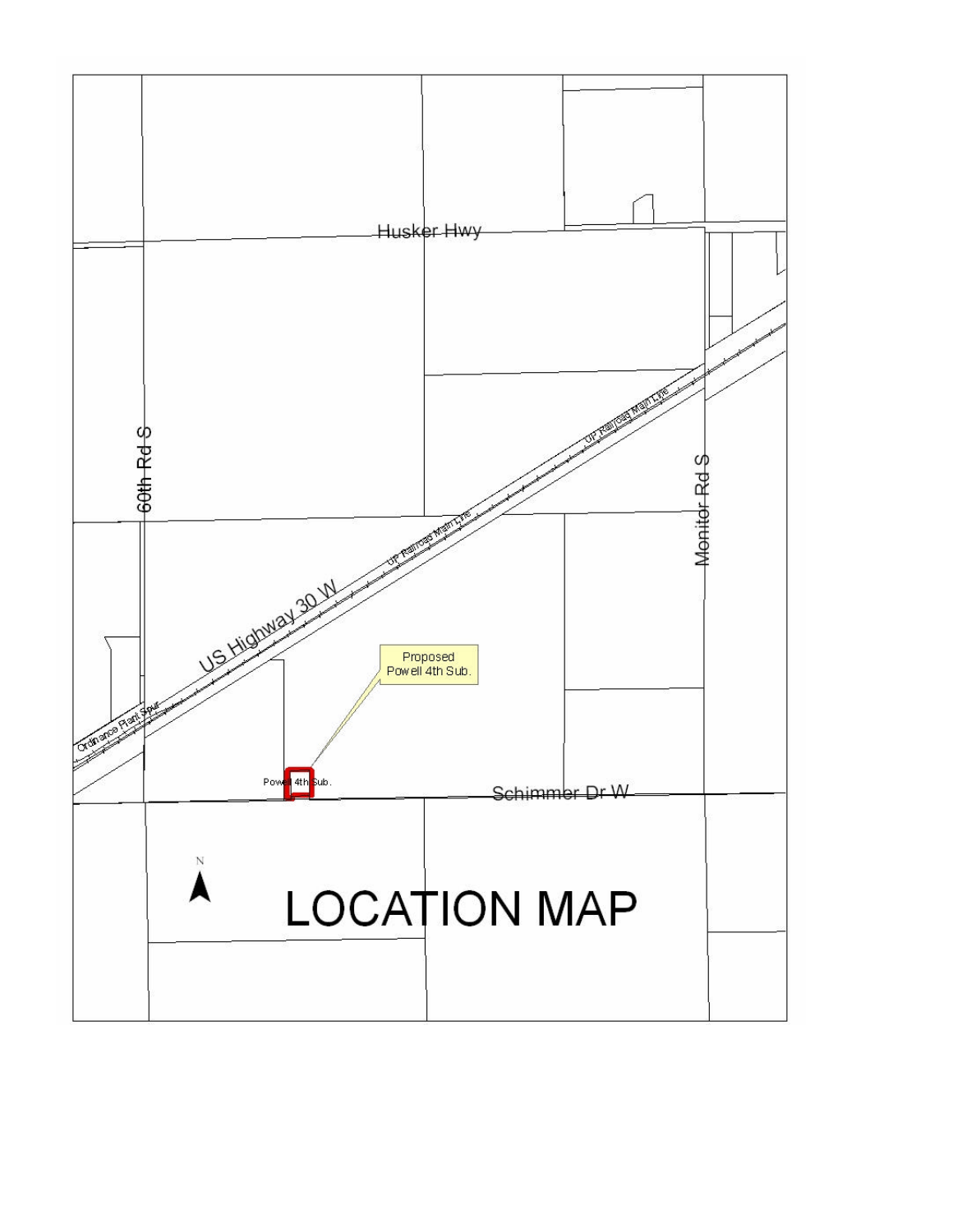Husker Hwy

60th Rd S

Monitor Rd S

US Highway 30 W

UP Railroad Main Line

Ordinance Plant Spur

Proposed
Powell 4th Sub.

Powell 4th Sub.

Schimmer Dr W

N

# LOCATION MAP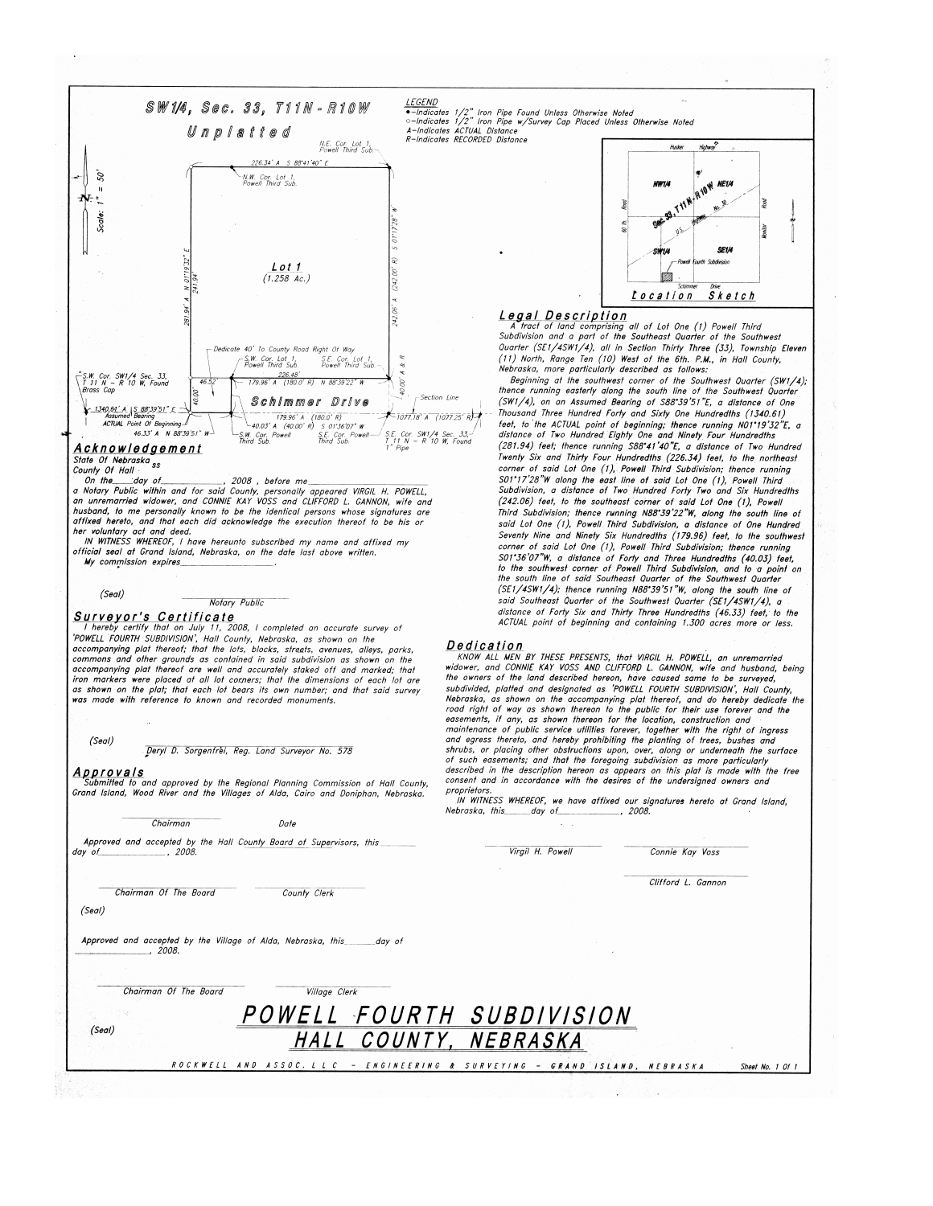# SW1/4, Sec. 33, T11N-R10W

## Unplatted

**LEGEND**

●–Indicates 1/2" Iron Pipe Found Unless Otherwise Noted
○–Indicates 1/2" Iron Pipe w/Survey Cap Placed Unless Otherwise Noted
A–Indicates ACTUAL Distance
R–Indicates RECORDED Distance

Scale: 1" = 50'

N.E. Cor. Lot 1, Powell Third Sub.

226.34' A S 88°41'40" E

N.W. Cor. Lot 1, Powell Third Sub.

Lot 1
(1.258 Ac.)

281.94' A N 01°19'32" E

241.94'

242.06' A (242.00' R) S 01°17'28" W

Dedicate 40' To County Road Right Of Way

S.W. Cor. Lot 1, Powell Third Sub.

S.E. Cor. Lot 1, Powell Third Sub.

46.52'

226.48'

179.96' A (180.0' R) N 88°39'22" W

40.00'

40.00' A & R

S.W. Cor. SW1/4 Sec. 33, T 11 N – R 10 W, Found Brass Cap

Schimmer Drive

Section Line

1,340.61' A S 88°39'51" E
Assumed Bearing

ACTUAL Point Of Beginning

46.33' A N 88°39'51" W

179.96' A (180.0' R)

40.03' A (40.00' R) S 01°36'07" W

1077.18' A (1077.25' R)

S.W. Cor. Powell Third Sub.

S.E. Cor. Powell Third Sub.

S.E. Cor. SW1/4 Sec. 33, T 11 N – R 10 W, Found 1" Pipe

Husker Highway

NW1/4

NE1/4

Sec. 33, T11N-R10W

U.S. Highway No. 30

60 th Road

Moody Road

SW1/4

SE1/4

Powell Fourth Subdivision

Schimmer Drive

Location Sketch

## Legal Description

A tract of land comprising all of Lot One (1) Powell Third Subdivision and a part of the Southeast Quarter of the Southwest Quarter (SE1/4SW1/4), all in Section Thirty Three (33), Township Eleven (11) North, Range Ten (10) West of the 6th. P.M., in Hall County, Nebraska, more particularly described as follows:

Beginning at the southwest corner of the Southwest Quarter (SW1/4); thence running easterly along the south line of the Southwest Quarter (SW1/4), on an Assumed Bearing of S88°39'51"E, a distance of One Thousand Three Hundred Forty and Sixty One Hundredths (1340.61) feet, to the ACTUAL point of beginning; thence running N01°19'32"E, a distance of Two Hundred Eighty One and Ninety Four Hundredths (281.94) feet; thence running S88°41'40"E, a distance of Two Hundred Twenty Six and Thirty Four Hundredths (226.34) feet, to the northeast corner of said Lot One (1), Powell Third Subdivision; thence running S01°17'28"W along the east line of said Lot One (1), Powell Third Subdivision, a distance of Two Hundred Forty Two and Six Hundredths (242.06) feet, to the southeast corner of said Lot One (1), Powell Third Subdivision; thence running N88°39'22"W, along the south line of said Lot One (1), Powell Third Subdivision, a distance of One Hundred Seventy Nine and Ninety Six Hundredths (179.96) feet, to the southwest corner of said Lot One (1), Powell Third Subdivision; thence running S01°36'07"W, a distance of Forty and Three Hundredths (40.03) feet, to the southwest corner of Powell Third Subdivision, and to a point on the south line of said Southeast Quarter of the Southwest Quarter (SE1/4SW1/4); thence running N88°39'51"W, along the south line of said Southeast Quarter of the Southwest Quarter (SE1/4SW1/4), a distance of Forty Six and Thirty Three Hundredths (46.33) feet, to the ACTUAL point of beginning and containing 1.300 acres more or less.

## Acknowledgement

State Of Nebraska } ss
County Of Hall }

On the\_\_\_\_day of\_\_\_\_\_\_\_\_\_\_\_\_, 2008 , before me\_\_\_\_\_\_\_\_\_\_\_\_\_\_\_\_\_\_\_\_ a Notary Public within and for said County, personally appeared VIRGIL H. POWELL, an unremarried widower, and CONNIE KAY VOSS and CLIFFORD L. GANNON, wife and husband, to me personally known to be the identical persons whose signatures are affixed hereto, and that each did acknowledge the execution thereof to be his or her voluntary act and deed.

IN WITNESS WHEREOF, I have hereunto subscribed my name and affixed my official seal at Grand Island, Nebraska, on the date last above written.

My commission expires\_\_\_\_\_\_\_\_\_\_\_\_\_\_\_\_\_\_.

(Seal)

Notary Public

## Surveyor's Certificate

I hereby certify that on July 11, 2008, I completed an accurate survey of 'POWELL FOURTH SUBDIVISION', Hall County, Nebraska, as shown on the accompanying plat thereof; that the lots, blocks, streets, avenues, alleys, parks, commons and other grounds as contained in said subdivision as shown on the accompanying plat thereof are well and accurately staked off and marked; that iron markers were placed at all lot corners; that the dimensions of each lot are as shown on the plat; that each lot bears its own number; and that said survey was made with reference to known and recorded monuments.

(Seal)

Deryl D. Sorgenfrei, Reg. Land Surveyor No. 578

## Dedication

KNOW ALL MEN BY THESE PRESENTS, that VIRGIL H. POWELL, an unremarried widower, and CONNIE KAY VOSS AND CLIFFORD L. GANNON, wife and husband, being the owners of the land described hereon, have caused same to be surveyed, subdivided, platted and designated as 'POWELL FOURTH SUBDIVISION', Hall County, Nebraska, as shown on the accompanying plat thereof, and do hereby dedicate the road right of way as shown thereon to the public for their use forever and the easements, if any, as shown thereon for the location, construction and maintenance of public service utilities forever, together with the right of ingress and egress thereto, and hereby prohibiting the planting of trees, bushes and shrubs, or placing other obstructions upon, over, along or underneath the surface of such easements; and that the foregoing subdivision as more particularly described in the description hereon as appears on this plat is made with the free consent and in accordance with the desires of the undersigned owners and proprietors.

IN WITNESS WHEREOF, we have affixed our signatures hereto at Grand Island, Nebraska, this\_\_\_\_\_day of\_\_\_\_\_\_\_\_\_\_\_\_, 2008.

Virgil H. Powell

Connie Kay Voss

Clifford L. Gannon

## Approvals

Submitted to and approved by the Regional Planning Commission of Hall County, Grand Island, Wood River and the Villages of Alda, Cairo and Doniphan, Nebraska.

Chairman

Date

Approved and accepted by the Hall County Board of Supervisors, this\_\_\_\_\_\_ day of\_\_\_\_\_\_\_\_\_\_\_\_\_, 2008.

Chairman Of The Board

County Clerk

(Seal)

Approved and accepted by the Village of Alda, Nebraska, this\_\_\_\_\_\_day of \_\_\_\_\_\_\_\_\_\_\_\_\_, 2008.

Chairman Of The Board

Village Clerk

(Seal)

# POWELL FOURTH SUBDIVISION
# HALL COUNTY, NEBRASKA

ROCKWELL AND ASSOC. L.L.C – ENGINEERING & SURVEYING – GRAND ISLAND, NEBRASKA

Sheet No. 1 Of 1